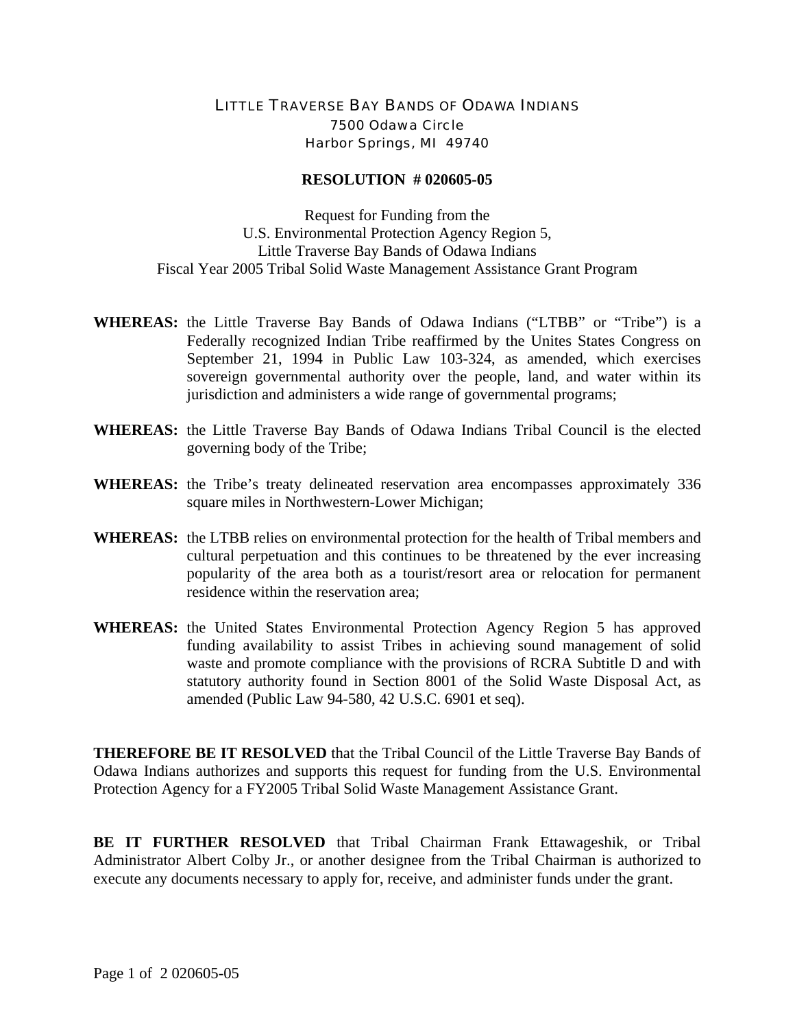# LITTLE TRAVERSE BAY BANDS OF ODAWA INDIANS

7500 Odawa Circle
Harbor Springs, MI 49740

## RESOLUTION # 020605-05

Request for Funding from the
U.S. Environmental Protection Agency Region 5,
Little Traverse Bay Bands of Odawa Indians
Fiscal Year 2005 Tribal Solid Waste Management Assistance Grant Program

**WHEREAS:** the Little Traverse Bay Bands of Odawa Indians ("LTBB" or "Tribe") is a Federally recognized Indian Tribe reaffirmed by the Unites States Congress on September 21, 1994 in Public Law 103-324, as amended, which exercises sovereign governmental authority over the people, land, and water within its jurisdiction and administers a wide range of governmental programs;

**WHEREAS:** the Little Traverse Bay Bands of Odawa Indians Tribal Council is the elected governing body of the Tribe;

**WHEREAS:** the Tribe's treaty delineated reservation area encompasses approximately 336 square miles in Northwestern-Lower Michigan;

**WHEREAS:** the LTBB relies on environmental protection for the health of Tribal members and cultural perpetuation and this continues to be threatened by the ever increasing popularity of the area both as a tourist/resort area or relocation for permanent residence within the reservation area;

**WHEREAS:** the United States Environmental Protection Agency Region 5 has approved funding availability to assist Tribes in achieving sound management of solid waste and promote compliance with the provisions of RCRA Subtitle D and with statutory authority found in Section 8001 of the Solid Waste Disposal Act, as amended (Public Law 94-580, 42 U.S.C. 6901 et seq).

**THEREFORE BE IT RESOLVED** that the Tribal Council of the Little Traverse Bay Bands of Odawa Indians authorizes and supports this request for funding from the U.S. Environmental Protection Agency for a FY2005 Tribal Solid Waste Management Assistance Grant.

**BE IT FURTHER RESOLVED** that Tribal Chairman Frank Ettawageshik, or Tribal Administrator Albert Colby Jr., or another designee from the Tribal Chairman is authorized to execute any documents necessary to apply for, receive, and administer funds under the grant.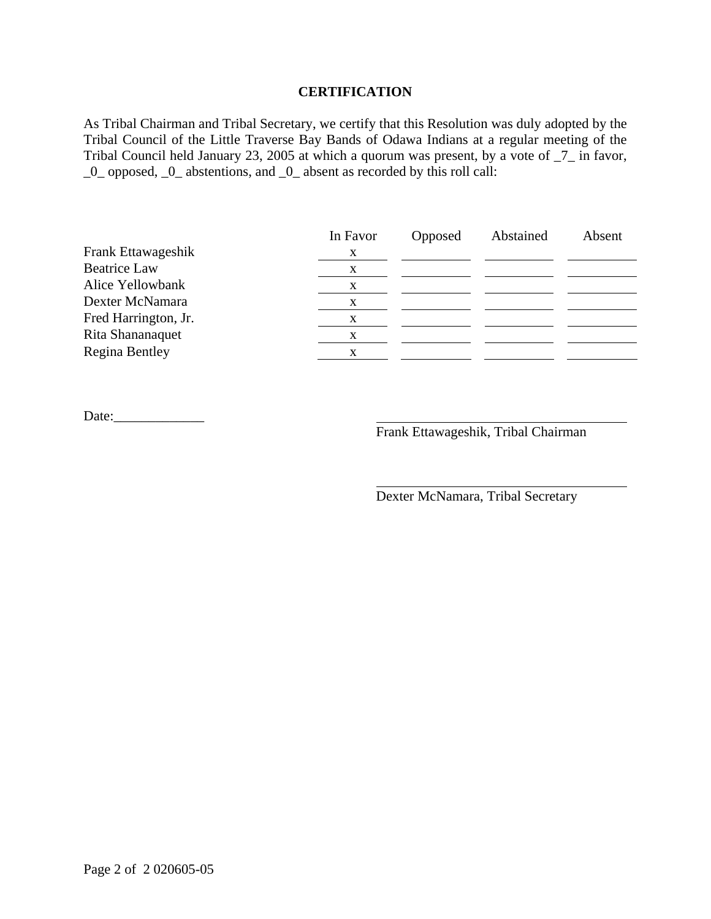**CERTIFICATION**

As Tribal Chairman and Tribal Secretary, we certify that this Resolution was duly adopted by the Tribal Council of the Little Traverse Bay Bands of Odawa Indians at a regular meeting of the Tribal Council held January 23, 2005 at which a quorum was present, by a vote of _7_ in favor, _0_ opposed, _0_ abstentions, and _0_ absent as recorded by this roll call:

| | In Favor | Opposed | Abstained | Absent |
|---|---|---|---|---|
| Frank Ettawageshik | x | | | |
| Beatrice Law | x | | | |
| Alice Yellowbank | x | | | |
| Dexter McNamara | x | | | |
| Fred Harrington, Jr. | x | | | |
| Rita Shananaquet | x | | | |
| Regina Bentley | x | | | |

Date:_____________

_____________________________________
Frank Ettawageshik, Tribal Chairman

_____________________________________
Dexter McNamara, Tribal Secretary

020605-05